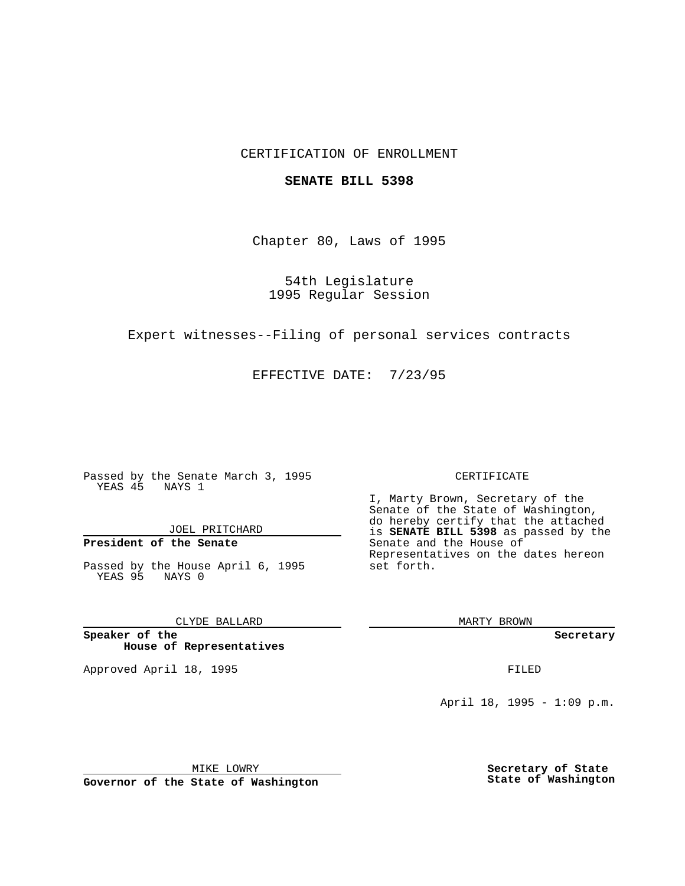CERTIFICATION OF ENROLLMENT

**SENATE BILL 5398**

Chapter 80, Laws of 1995

54th Legislature
1995 Regular Session

Expert witnesses--Filing of personal services contracts

EFFECTIVE DATE: 7/23/95

Passed by the Senate March 3, 1995
YEAS 45 NAYS 1

JOEL PRITCHARD

**President of the Senate**

Passed by the House April 6, 1995
YEAS 95 NAYS 0

CLYDE BALLARD

**Speaker of the House of Representatives**

Approved April 18, 1995

MIKE LOWRY

**Governor of the State of Washington**

CERTIFICATE

I, Marty Brown, Secretary of the Senate of the State of Washington, do hereby certify that the attached is **SENATE BILL 5398** as passed by the Senate and the House of Representatives on the dates hereon set forth.

MARTY BROWN

**Secretary**

FILED

April 18, 1995 - 1:09 p.m.

**Secretary of State**
**State of Washington**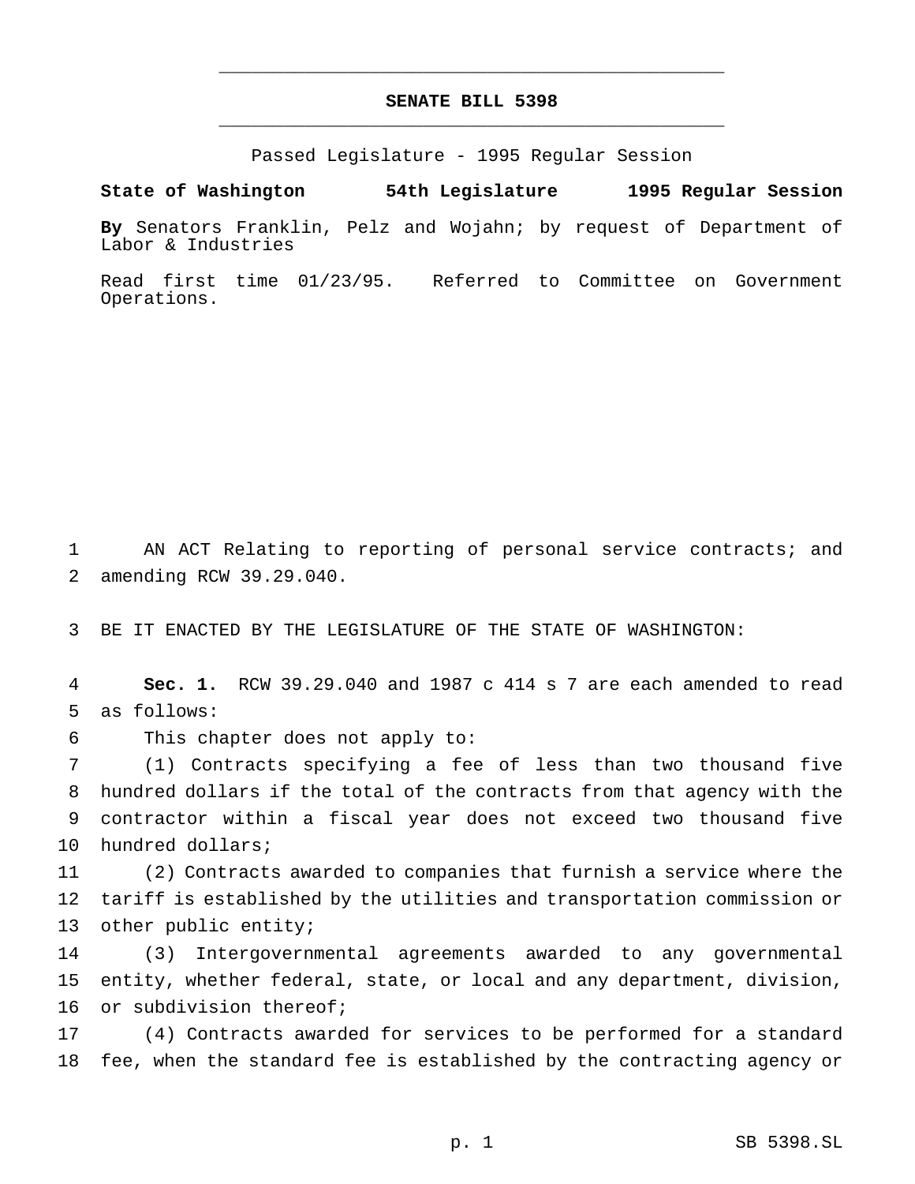# SENATE BILL 5398

Passed Legislature - 1995 Regular Session

**State of Washington 54th Legislature 1995 Regular Session**

**By** Senators Franklin, Pelz and Wojahn; by request of Department of Labor & Industries

Read first time 01/23/95. Referred to Committee on Government Operations.

AN ACT Relating to reporting of personal service contracts; and amending RCW 39.29.040.

BE IT ENACTED BY THE LEGISLATURE OF THE STATE OF WASHINGTON:

**Sec. 1.** RCW 39.29.040 and 1987 c 414 s 7 are each amended to read as follows:

This chapter does not apply to:

(1) Contracts specifying a fee of less than two thousand five hundred dollars if the total of the contracts from that agency with the contractor within a fiscal year does not exceed two thousand five hundred dollars;

(2) Contracts awarded to companies that furnish a service where the tariff is established by the utilities and transportation commission or other public entity;

(3) Intergovernmental agreements awarded to any governmental entity, whether federal, state, or local and any department, division, or subdivision thereof;

(4) Contracts awarded for services to be performed for a standard fee, when the standard fee is established by the contracting agency or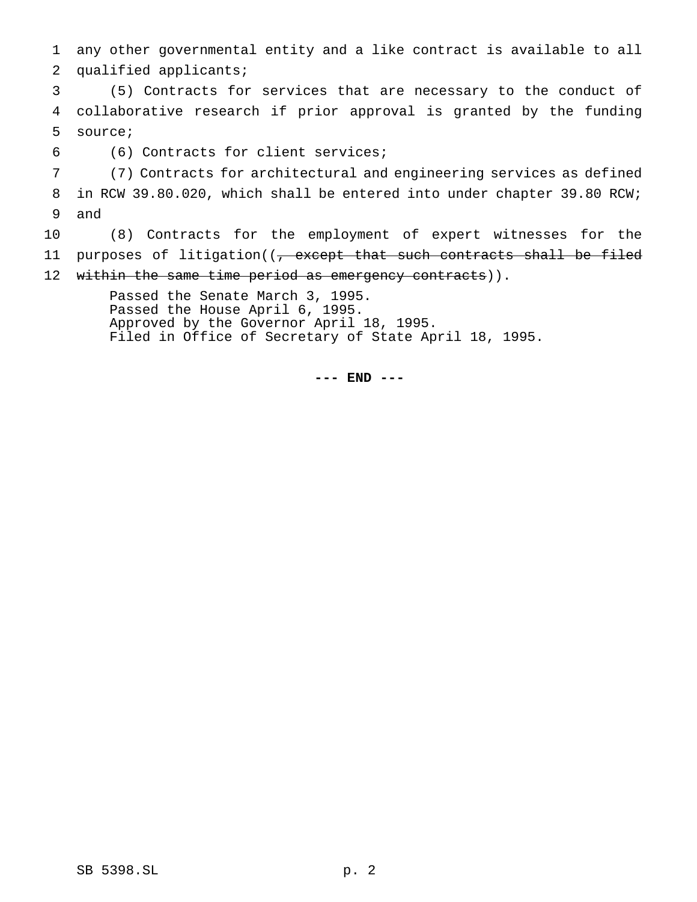any other governmental entity and a like contract is available to all qualified applicants;

(5) Contracts for services that are necessary to the conduct of collaborative research if prior approval is granted by the funding source;

(6) Contracts for client services;

(7) Contracts for architectural and engineering services as defined in RCW 39.80.020, which shall be entered into under chapter 39.80 RCW; and

(8) Contracts for the employment of expert witnesses for the purposes of litigation((~~, except that such contracts shall be filed within the same time period as emergency contracts~~)).

Passed the Senate March 3, 1995.
Passed the House April 6, 1995.
Approved by the Governor April 18, 1995.
Filed in Office of Secretary of State April 18, 1995.

**--- END ---**